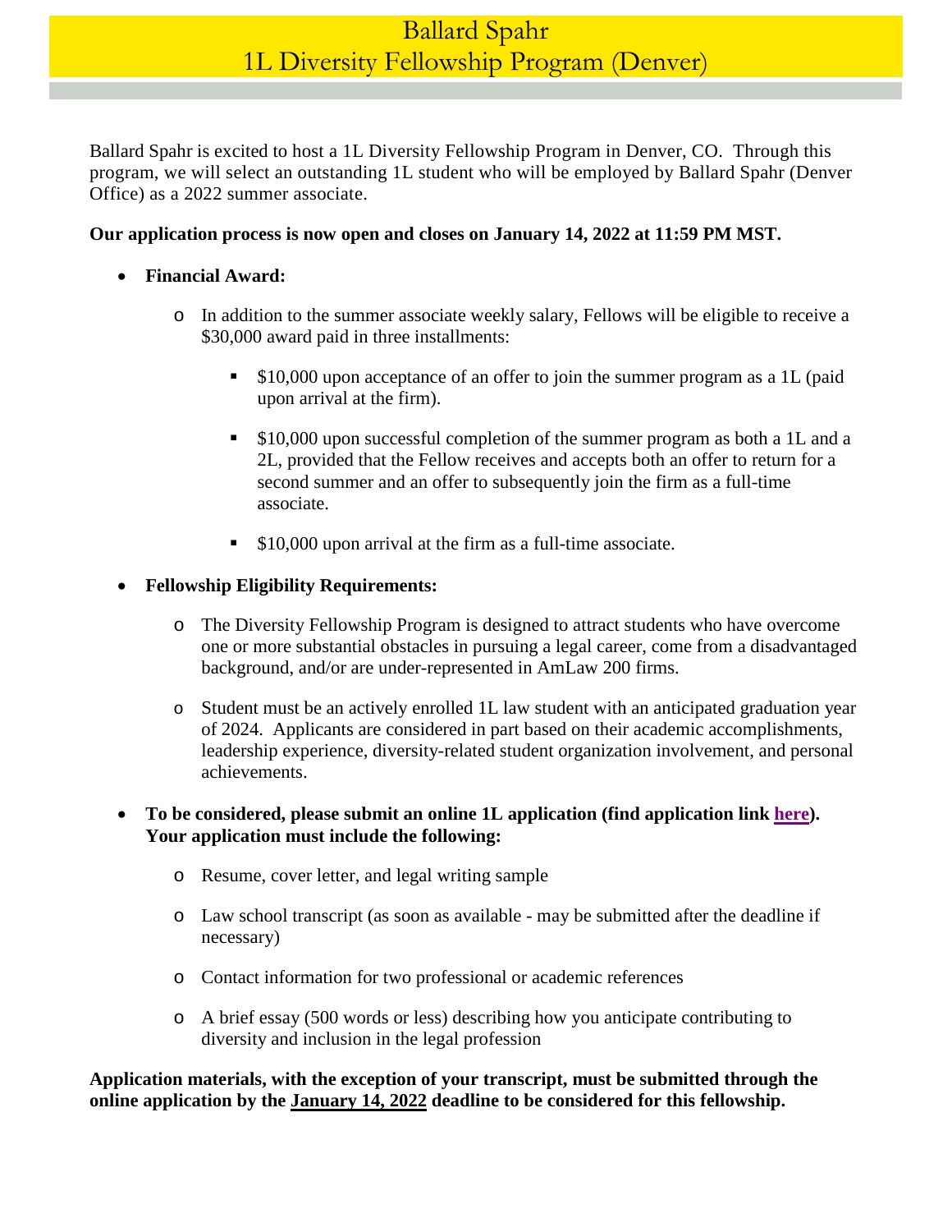# Ballard Spahr
# 1L Diversity Fellowship Program (Denver)

Ballard Spahr is excited to host a 1L Diversity Fellowship Program in Denver, CO. Through this program, we will select an outstanding 1L student who will be employed by Ballard Spahr (Denver Office) as a 2022 summer associate.

**Our application process is now open and closes on January 14, 2022 at 11:59 PM MST.**

- **Financial Award:**
  - In addition to the summer associate weekly salary, Fellows will be eligible to receive a $30,000 award paid in three installments:
    - $10,000 upon acceptance of an offer to join the summer program as a 1L (paid upon arrival at the firm).
    - $10,000 upon successful completion of the summer program as both a 1L and a 2L, provided that the Fellow receives and accepts both an offer to return for a second summer and an offer to subsequently join the firm as a full-time associate.
    - $10,000 upon arrival at the firm as a full-time associate.
- **Fellowship Eligibility Requirements:**
  - The Diversity Fellowship Program is designed to attract students who have overcome one or more substantial obstacles in pursuing a legal career, come from a disadvantaged background, and/or are under-represented in AmLaw 200 firms.
  - Student must be an actively enrolled 1L law student with an anticipated graduation year of 2024. Applicants are considered in part based on their academic accomplishments, leadership experience, diversity-related student organization involvement, and personal achievements.
- **To be considered, please submit an online 1L application (find application link here). Your application must include the following:**
  - Resume, cover letter, and legal writing sample
  - Law school transcript (as soon as available - may be submitted after the deadline if necessary)
  - Contact information for two professional or academic references
  - A brief essay (500 words or less) describing how you anticipate contributing to diversity and inclusion in the legal profession

**Application materials, with the exception of your transcript, must be submitted through the online application by the January 14, 2022 deadline to be considered for this fellowship.**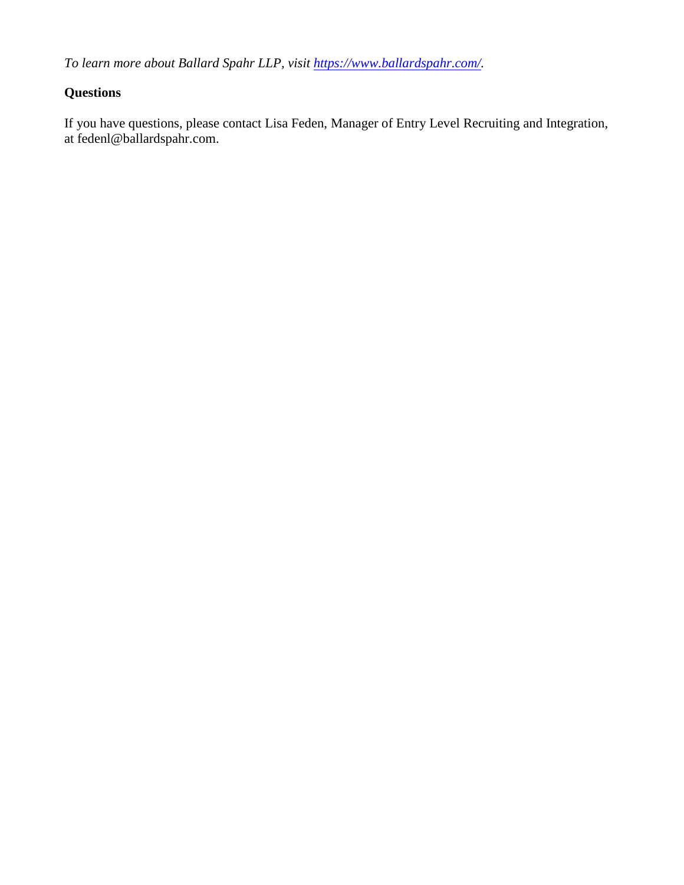*To learn more about Ballard Spahr LLP, visit [https://www.ballardspahr.com/](https://www.ballardspahr.com/).*

**Questions**

If you have questions, please contact Lisa Feden, Manager of Entry Level Recruiting and Integration, at fedenl@ballardspahr.com.